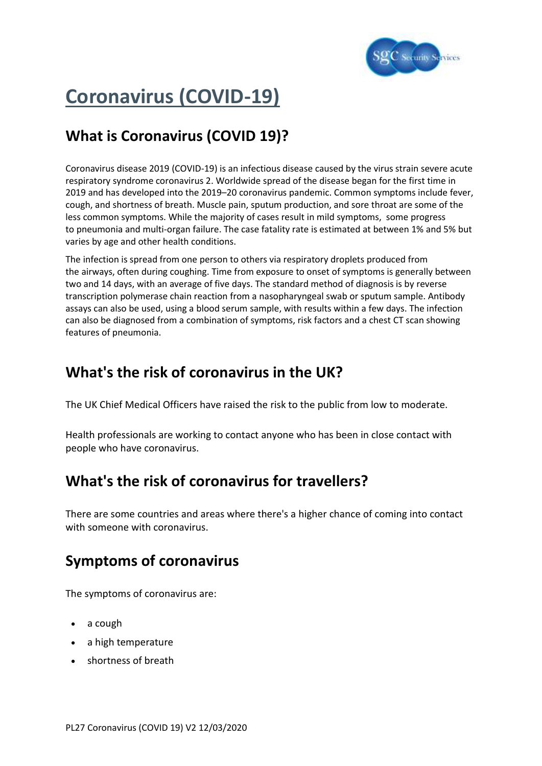# Coronavirus (COVID-19)

## What is Coronavirus (COVID 19)?

Coronavirus disease 2019 (COVID-19) is an infectious disease caused by the virus strain severe acute respiratory syndrome coronavirus 2. Worldwide spread of the disease began for the first time in 2019 and has developed into the 2019–20 coronavirus pandemic. Common symptoms include fever, cough, and shortness of breath. Muscle pain, sputum production, and sore throat are some of the less common symptoms. While the majority of cases result in mild symptoms, some progress to pneumonia and multi-organ failure. The case fatality rate is estimated at between 1% and 5% but varies by age and other health conditions.

The infection is spread from one person to others via respiratory droplets produced from the airways, often during coughing. Time from exposure to onset of symptoms is generally between two and 14 days, with an average of five days. The standard method of diagnosis is by reverse transcription polymerase chain reaction from a nasopharyngeal swab or sputum sample. Antibody assays can also be used, using a blood serum sample, with results within a few days. The infection can also be diagnosed from a combination of symptoms, risk factors and a chest CT scan showing features of pneumonia.

## What's the risk of coronavirus in the UK?

The UK Chief Medical Officers have raised the risk to the public from low to moderate.

Health professionals are working to contact anyone who has been in close contact with people who have coronavirus.

## What's the risk of coronavirus for travellers?

There are some countries and areas where there's a higher chance of coming into contact with someone with coronavirus.

## Symptoms of coronavirus

The symptoms of coronavirus are:

- a cough
- a high temperature
- shortness of breath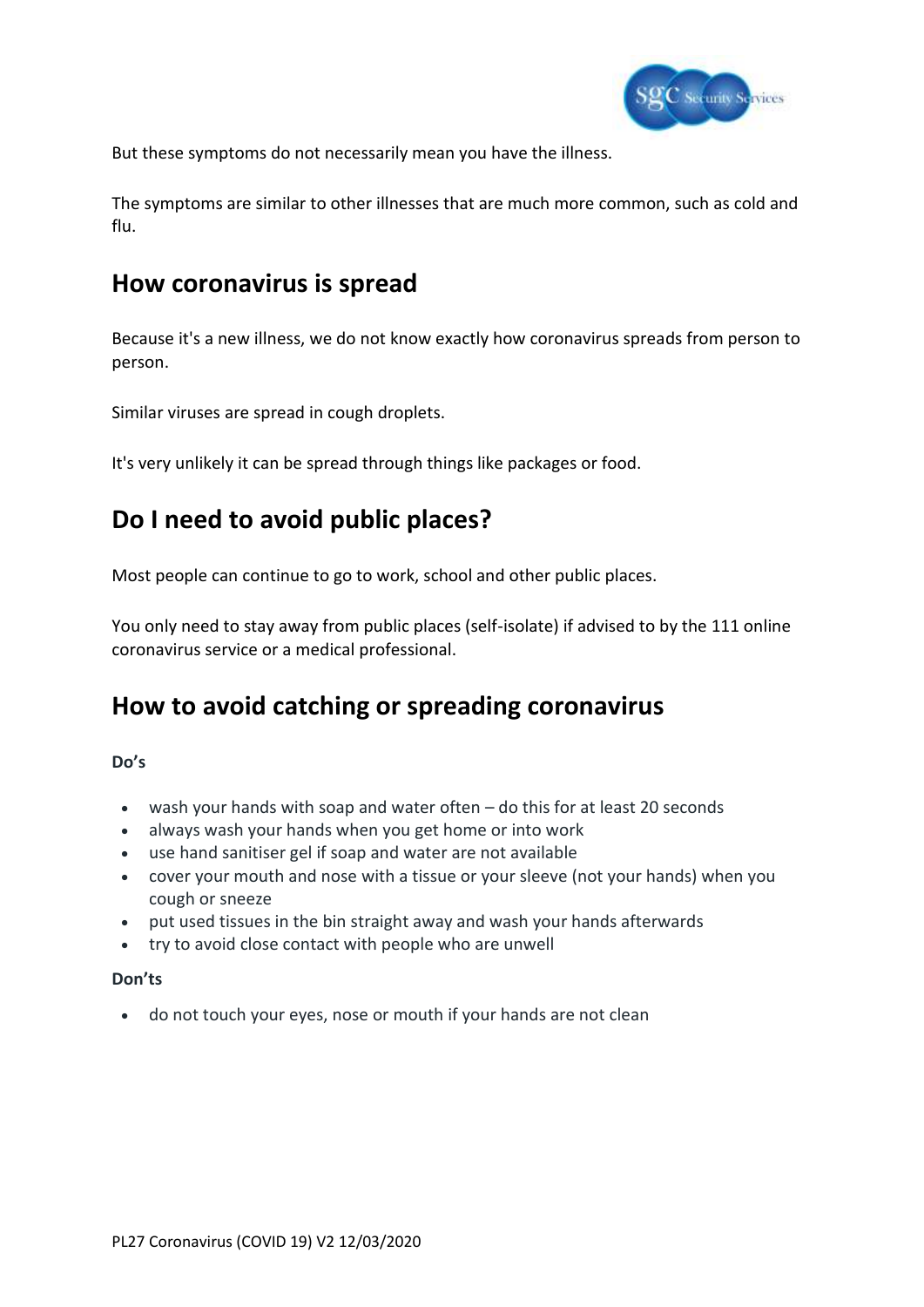But these symptoms do not necessarily mean you have the illness.

The symptoms are similar to other illnesses that are much more common, such as cold and flu.

## How coronavirus is spread

Because it's a new illness, we do not know exactly how coronavirus spreads from person to person.

Similar viruses are spread in cough droplets.

It's very unlikely it can be spread through things like packages or food.

## Do I need to avoid public places?

Most people can continue to go to work, school and other public places.

You only need to stay away from public places (self-isolate) if advised to by the 111 online coronavirus service or a medical professional.

## How to avoid catching or spreading coronavirus

**Do's**

- wash your hands with soap and water often – do this for at least 20 seconds
- always wash your hands when you get home or into work
- use hand sanitiser gel if soap and water are not available
- cover your mouth and nose with a tissue or your sleeve (not your hands) when you cough or sneeze
- put used tissues in the bin straight away and wash your hands afterwards
- try to avoid close contact with people who are unwell

**Don'ts**

- do not touch your eyes, nose or mouth if your hands are not clean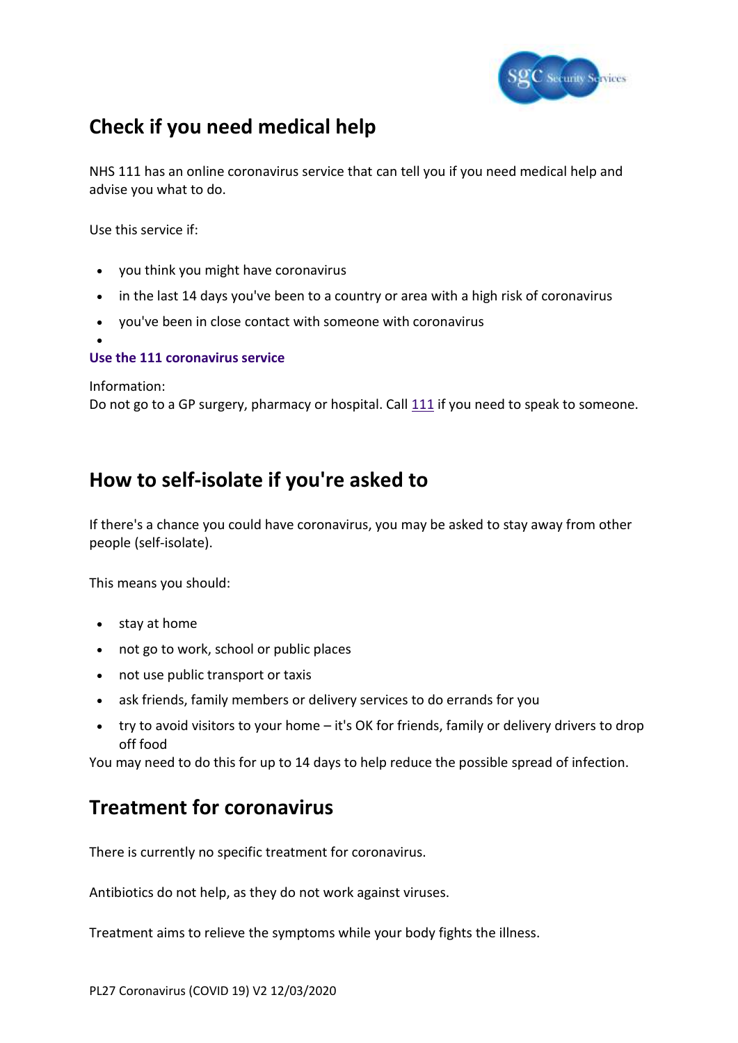## Check if you need medical help

NHS 111 has an online coronavirus service that can tell you if you need medical help and advise you what to do.

Use this service if:

- you think you might have coronavirus
- in the last 14 days you've been to a country or area with a high risk of coronavirus
- you've been in close contact with someone with coronavirus
- 

**Use the 111 coronavirus service**

Information:
Do not go to a GP surgery, pharmacy or hospital. Call 111 if you need to speak to someone.

## How to self-isolate if you're asked to

If there's a chance you could have coronavirus, you may be asked to stay away from other people (self-isolate).

This means you should:

- stay at home
- not go to work, school or public places
- not use public transport or taxis
- ask friends, family members or delivery services to do errands for you
- try to avoid visitors to your home – it's OK for friends, family or delivery drivers to drop off food

You may need to do this for up to 14 days to help reduce the possible spread of infection.

## Treatment for coronavirus

There is currently no specific treatment for coronavirus.

Antibiotics do not help, as they do not work against viruses.

Treatment aims to relieve the symptoms while your body fights the illness.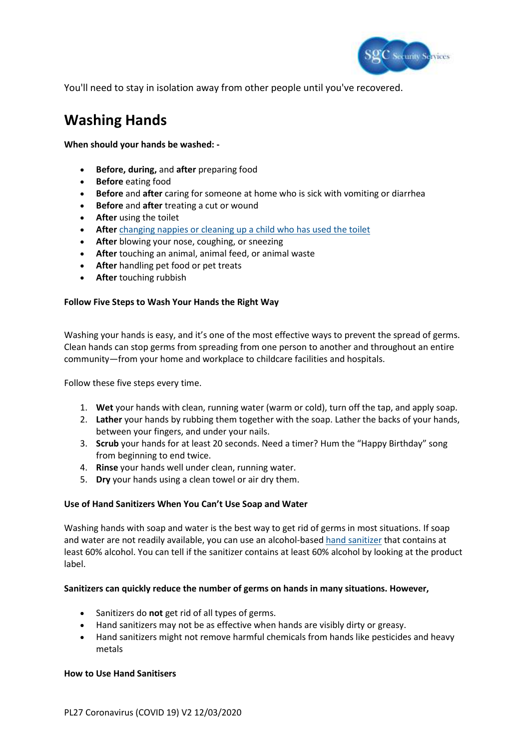You'll need to stay in isolation away from other people until you've recovered.

## Washing Hands

**When should your hands be washed: -**

- **Before, during,** and **after** preparing food
- **Before** eating food
- **Before** and **after** caring for someone at home who is sick with vomiting or diarrhea
- **Before** and **after** treating a cut or wound
- **After** using the toilet
- **After** changing nappies or cleaning up a child who has used the toilet
- **After** blowing your nose, coughing, or sneezing
- **After** touching an animal, animal feed, or animal waste
- **After** handling pet food or pet treats
- **After** touching rubbish

**Follow Five Steps to Wash Your Hands the Right Way**

Washing your hands is easy, and it's one of the most effective ways to prevent the spread of germs. Clean hands can stop germs from spreading from one person to another and throughout an entire community—from your home and workplace to childcare facilities and hospitals.

Follow these five steps every time.

1. **Wet** your hands with clean, running water (warm or cold), turn off the tap, and apply soap.
2. **Lather** your hands by rubbing them together with the soap. Lather the backs of your hands, between your fingers, and under your nails.
3. **Scrub** your hands for at least 20 seconds. Need a timer? Hum the "Happy Birthday" song from beginning to end twice.
4. **Rinse** your hands well under clean, running water.
5. **Dry** your hands using a clean towel or air dry them.

**Use of Hand Sanitizers When You Can't Use Soap and Water**

Washing hands with soap and water is the best way to get rid of germs in most situations. If soap and water are not readily available, you can use an alcohol-based hand sanitizer that contains at least 60% alcohol. You can tell if the sanitizer contains at least 60% alcohol by looking at the product label.

**Sanitizers can quickly reduce the number of germs on hands in many situations. However,**

- Sanitizers do **not** get rid of all types of germs.
- Hand sanitizers may not be as effective when hands are visibly dirty or greasy.
- Hand sanitizers might not remove harmful chemicals from hands like pesticides and heavy metals

**How to Use Hand Sanitisers**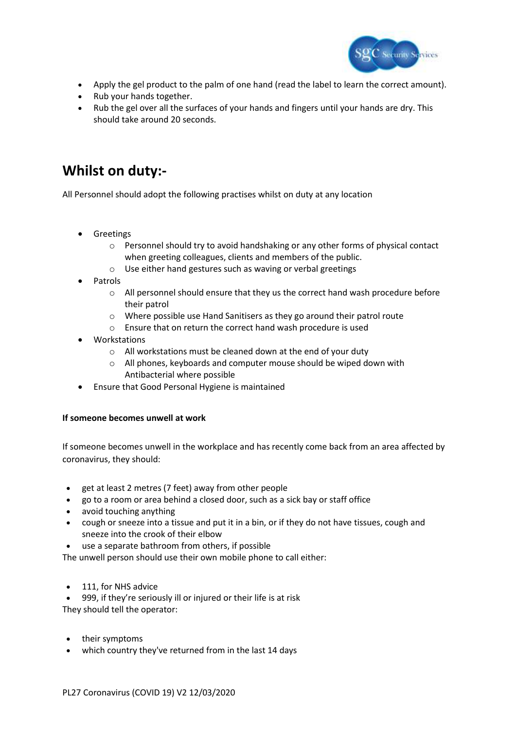- Apply the gel product to the palm of one hand (read the label to learn the correct amount).
- Rub your hands together.
- Rub the gel over all the surfaces of your hands and fingers until your hands are dry. This should take around 20 seconds.

## Whilst on duty:-

All Personnel should adopt the following practises whilst on duty at any location

- Greetings
    - Personnel should try to avoid handshaking or any other forms of physical contact when greeting colleagues, clients and members of the public.
    - Use either hand gestures such as waving or verbal greetings
- Patrols
    - All personnel should ensure that they us the correct hand wash procedure before their patrol
    - Where possible use Hand Sanitisers as they go around their patrol route
    - Ensure that on return the correct hand wash procedure is used
- Workstations
    - All workstations must be cleaned down at the end of your duty
    - All phones, keyboards and computer mouse should be wiped down with Antibacterial where possible
- Ensure that Good Personal Hygiene is maintained

**If someone becomes unwell at work**

If someone becomes unwell in the workplace and has recently come back from an area affected by coronavirus, they should:

- get at least 2 metres (7 feet) away from other people
- go to a room or area behind a closed door, such as a sick bay or staff office
- avoid touching anything
- cough or sneeze into a tissue and put it in a bin, or if they do not have tissues, cough and sneeze into the crook of their elbow
- use a separate bathroom from others, if possible

The unwell person should use their own mobile phone to call either:

- 111, for NHS advice
- 999, if they're seriously ill or injured or their life is at risk

They should tell the operator:

- their symptoms
- which country they've returned from in the last 14 days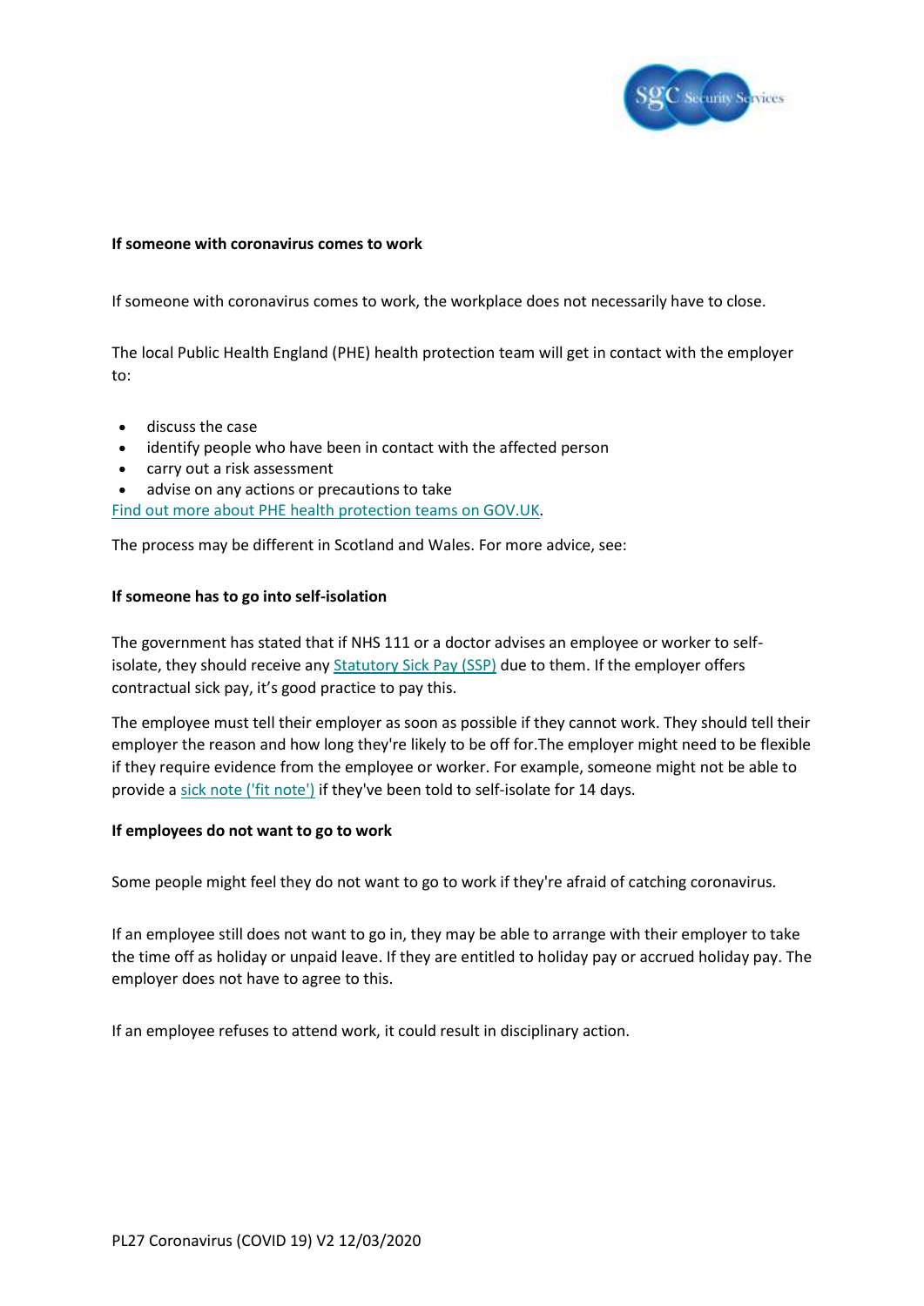**If someone with coronavirus comes to work**

If someone with coronavirus comes to work, the workplace does not necessarily have to close.

The local Public Health England (PHE) health protection team will get in contact with the employer to:

- discuss the case
- identify people who have been in contact with the affected person
- carry out a risk assessment
- advise on any actions or precautions to take

Find out more about PHE health protection teams on GOV.UK.

The process may be different in Scotland and Wales. For more advice, see:

**If someone has to go into self-isolation**

The government has stated that if NHS 111 or a doctor advises an employee or worker to self-isolate, they should receive any Statutory Sick Pay (SSP) due to them. If the employer offers contractual sick pay, it's good practice to pay this.

The employee must tell their employer as soon as possible if they cannot work. They should tell their employer the reason and how long they're likely to be off for.The employer might need to be flexible if they require evidence from the employee or worker. For example, someone might not be able to provide a sick note ('fit note') if they've been told to self-isolate for 14 days.

**If employees do not want to go to work**

Some people might feel they do not want to go to work if they're afraid of catching coronavirus.

If an employee still does not want to go in, they may be able to arrange with their employer to take the time off as holiday or unpaid leave. If they are entitled to holiday pay or accrued holiday pay. The employer does not have to agree to this.

If an employee refuses to attend work, it could result in disciplinary action.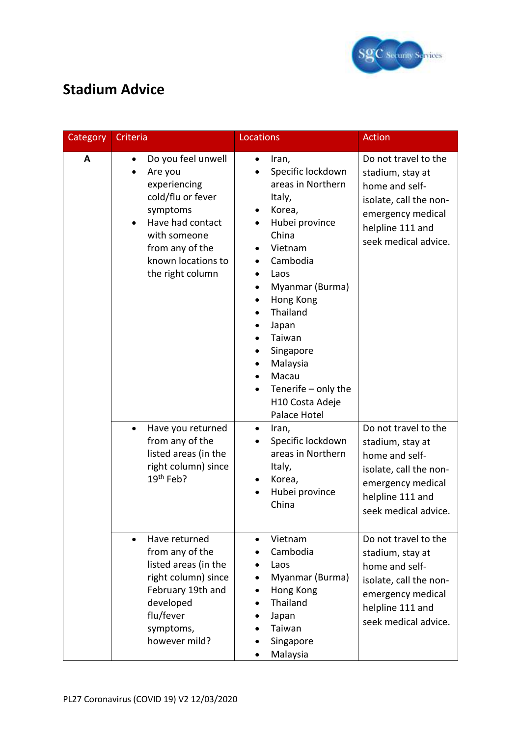# Stadium Advice

| Category | Criteria | Locations | Action |
|---|---|---|---|
| A | • Do you feel unwell<br>• Are you experiencing cold/flu or fever symptoms<br>• Have had contact with someone from any of the known locations to the right column | • Iran,<br>• Specific lockdown areas in Northern Italy,<br>• Korea,<br>• Hubei province China<br>• Vietnam<br>• Cambodia<br>• Laos<br>• Myanmar (Burma)<br>• Hong Kong<br>• Thailand<br>• Japan<br>• Taiwan<br>• Singapore<br>• Malaysia<br>• Macau<br>• Tenerife – only the H10 Costa Adeje Palace Hotel | Do not travel to the stadium, stay at home and self-isolate, call the non-emergency medical helpline 111 and seek medical advice. |
| | • Have you returned from any of the listed areas (in the right column) since 19th Feb? | • Iran,<br>• Specific lockdown areas in Northern Italy,<br>• Korea,<br>• Hubei province China | Do not travel to the stadium, stay at home and self-isolate, call the non-emergency medical helpline 111 and seek medical advice. |
| | • Have returned from any of the listed areas (in the right column) since February 19th and developed flu/fever symptoms, however mild? | • Vietnam<br>• Cambodia<br>• Laos<br>• Myanmar (Burma)<br>• Hong Kong<br>• Thailand<br>• Japan<br>• Taiwan<br>• Singapore<br>• Malaysia | Do not travel to the stadium, stay at home and self-isolate, call the non-emergency medical helpline 111 and seek medical advice. |

PL27 Coronavirus (COVID 19) V2 12/03/2020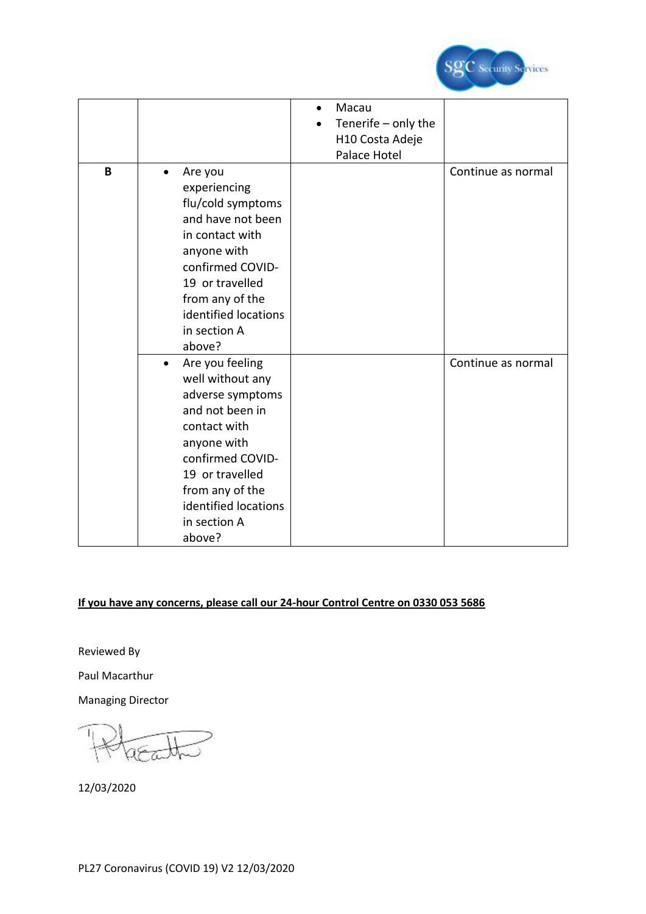| | | | |
|---|---|---|---|
| | | • Macau<br>• Tenerife – only the H10 Costa Adeje Palace Hotel | |
| **B** | • Are you experiencing flu/cold symptoms and have not been in contact with anyone with confirmed COVID-19 or travelled from any of the identified locations in section A above? | | Continue as normal |
| | • Are you feeling well without any adverse symptoms and not been in contact with anyone with confirmed COVID-19 or travelled from any of the identified locations in section A above? | | Continue as normal |

**If you have any concerns, please call our 24-hour Control Centre on 0330 053 5686**

Reviewed By

Paul Macarthur

Managing Director

12/03/2020

PL27 Coronavirus (COVID 19) V2 12/03/2020